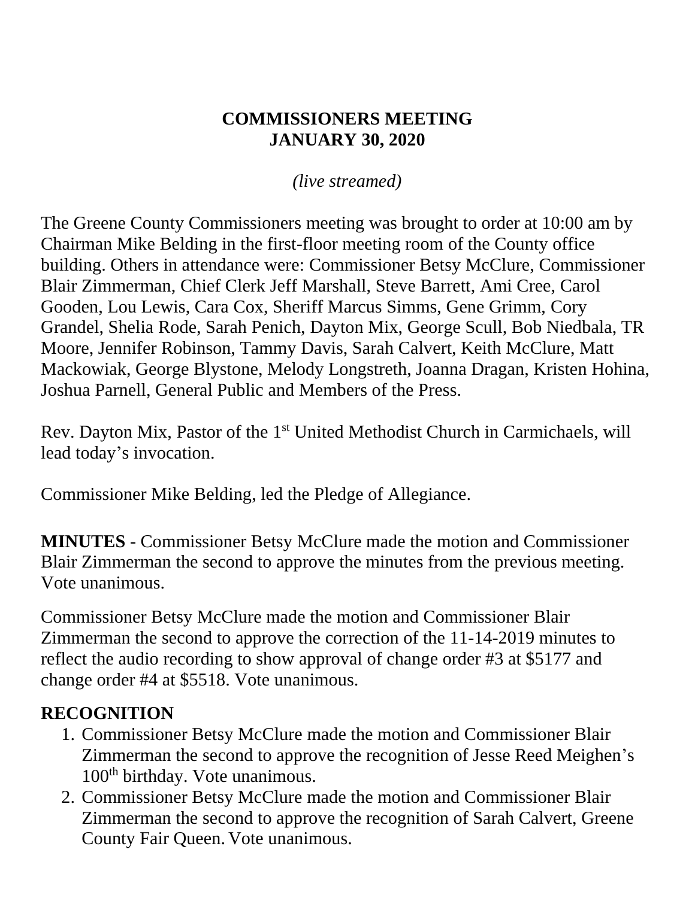# COMMISSIONERS MEETING
# JANUARY 30, 2020

*(live streamed)*

The Greene County Commissioners meeting was brought to order at 10:00 am by Chairman Mike Belding in the first-floor meeting room of the County office building. Others in attendance were: Commissioner Betsy McClure, Commissioner Blair Zimmerman, Chief Clerk Jeff Marshall, Steve Barrett, Ami Cree, Carol Gooden, Lou Lewis, Cara Cox, Sheriff Marcus Simms, Gene Grimm, Cory Grandel, Shelia Rode, Sarah Penich, Dayton Mix, George Scull, Bob Niedbala, TR Moore, Jennifer Robinson, Tammy Davis, Sarah Calvert, Keith McClure, Matt Mackowiak, George Blystone, Melody Longstreth, Joanna Dragan, Kristen Hohina, Joshua Parnell, General Public and Members of the Press.

Rev. Dayton Mix, Pastor of the 1st United Methodist Church in Carmichaels, will lead today's invocation.

Commissioner Mike Belding, led the Pledge of Allegiance.

**MINUTES** - Commissioner Betsy McClure made the motion and Commissioner Blair Zimmerman the second to approve the minutes from the previous meeting. Vote unanimous.

Commissioner Betsy McClure made the motion and Commissioner Blair Zimmerman the second to approve the correction of the 11-14-2019 minutes to reflect the audio recording to show approval of change order #3 at $5177 and change order #4 at $5518. Vote unanimous.

## RECOGNITION

1. Commissioner Betsy McClure made the motion and Commissioner Blair Zimmerman the second to approve the recognition of Jesse Reed Meighen's 100th birthday. Vote unanimous.
2. Commissioner Betsy McClure made the motion and Commissioner Blair Zimmerman the second to approve the recognition of Sarah Calvert, Greene County Fair Queen. Vote unanimous.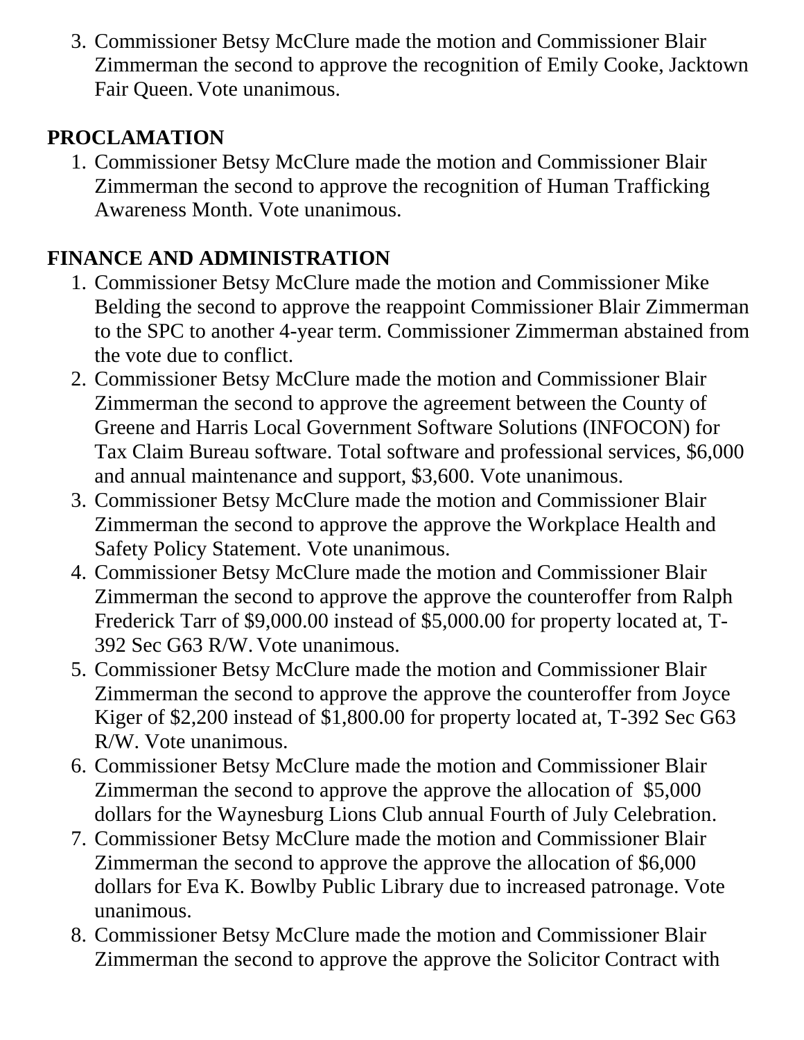3. Commissioner Betsy McClure made the motion and Commissioner Blair Zimmerman the second to approve the recognition of Emily Cooke, Jacktown Fair Queen. Vote unanimous.

**PROCLAMATION**

1. Commissioner Betsy McClure made the motion and Commissioner Blair Zimmerman the second to approve the recognition of Human Trafficking Awareness Month. Vote unanimous.

**FINANCE AND ADMINISTRATION**

1. Commissioner Betsy McClure made the motion and Commissioner Mike Belding the second to approve the reappoint Commissioner Blair Zimmerman to the SPC to another 4-year term. Commissioner Zimmerman abstained from the vote due to conflict.
2. Commissioner Betsy McClure made the motion and Commissioner Blair Zimmerman the second to approve the agreement between the County of Greene and Harris Local Government Software Solutions (INFOCON) for Tax Claim Bureau software. Total software and professional services, $6,000 and annual maintenance and support, $3,600. Vote unanimous.
3. Commissioner Betsy McClure made the motion and Commissioner Blair Zimmerman the second to approve the approve the Workplace Health and Safety Policy Statement. Vote unanimous.
4. Commissioner Betsy McClure made the motion and Commissioner Blair Zimmerman the second to approve the approve the counteroffer from Ralph Frederick Tarr of $9,000.00 instead of $5,000.00 for property located at, T-392 Sec G63 R/W. Vote unanimous.
5. Commissioner Betsy McClure made the motion and Commissioner Blair Zimmerman the second to approve the approve the counteroffer from Joyce Kiger of $2,200 instead of $1,800.00 for property located at, T-392 Sec G63 R/W. Vote unanimous.
6. Commissioner Betsy McClure made the motion and Commissioner Blair Zimmerman the second to approve the approve the allocation of $5,000 dollars for the Waynesburg Lions Club annual Fourth of July Celebration.
7. Commissioner Betsy McClure made the motion and Commissioner Blair Zimmerman the second to approve the approve the allocation of $6,000 dollars for Eva K. Bowlby Public Library due to increased patronage. Vote unanimous.
8. Commissioner Betsy McClure made the motion and Commissioner Blair Zimmerman the second to approve the approve the Solicitor Contract with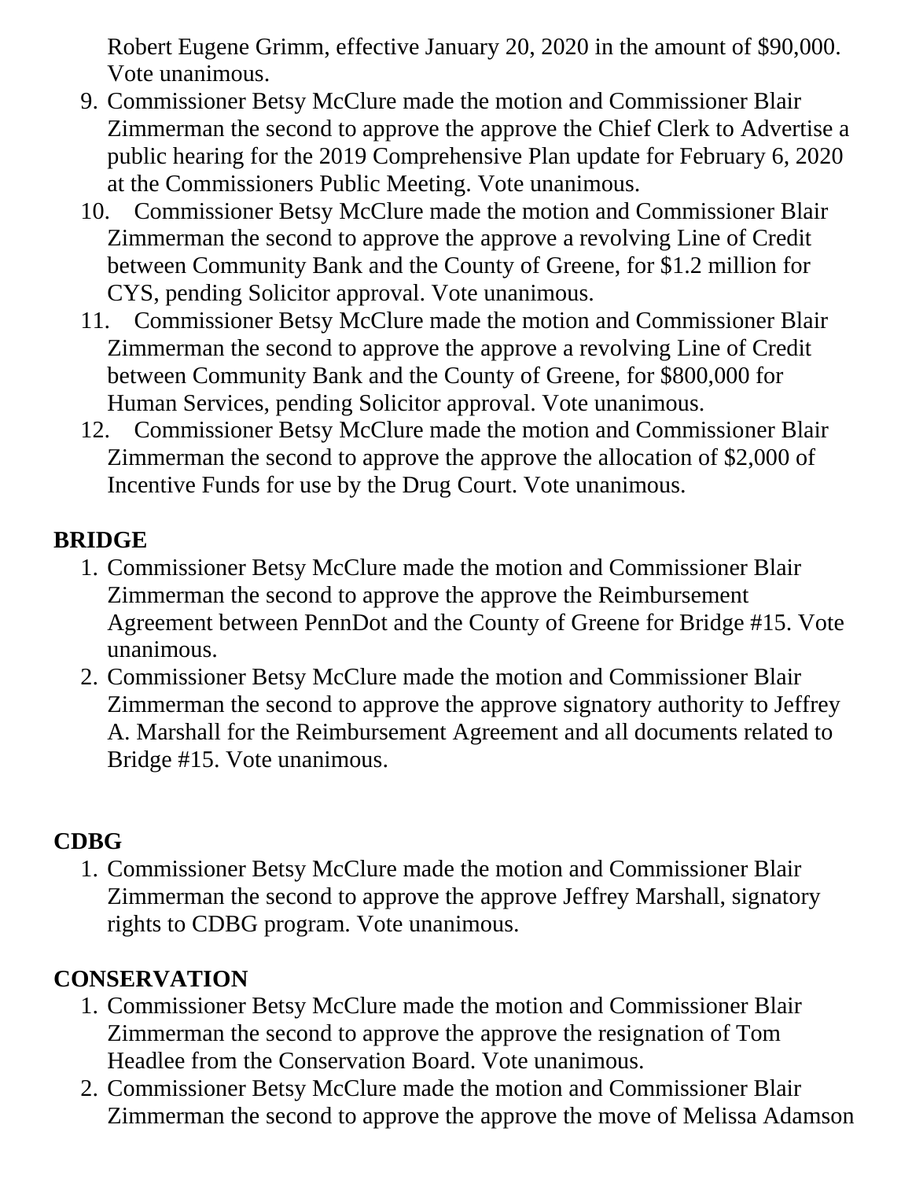Robert Eugene Grimm, effective January 20, 2020 in the amount of $90,000. Vote unanimous.

9. Commissioner Betsy McClure made the motion and Commissioner Blair Zimmerman the second to approve the approve the Chief Clerk to Advertise a public hearing for the 2019 Comprehensive Plan update for February 6, 2020 at the Commissioners Public Meeting. Vote unanimous.
10. Commissioner Betsy McClure made the motion and Commissioner Blair Zimmerman the second to approve the approve a revolving Line of Credit between Community Bank and the County of Greene, for $1.2 million for CYS, pending Solicitor approval. Vote unanimous.
11. Commissioner Betsy McClure made the motion and Commissioner Blair Zimmerman the second to approve the approve a revolving Line of Credit between Community Bank and the County of Greene, for $800,000 for Human Services, pending Solicitor approval. Vote unanimous.
12. Commissioner Betsy McClure made the motion and Commissioner Blair Zimmerman the second to approve the approve the allocation of $2,000 of Incentive Funds for use by the Drug Court. Vote unanimous.

**BRIDGE**

1. Commissioner Betsy McClure made the motion and Commissioner Blair Zimmerman the second to approve the approve the Reimbursement Agreement between PennDot and the County of Greene for Bridge #15. Vote unanimous.
2. Commissioner Betsy McClure made the motion and Commissioner Blair Zimmerman the second to approve the approve signatory authority to Jeffrey A. Marshall for the Reimbursement Agreement and all documents related to Bridge #15. Vote unanimous.

**CDBG**

1. Commissioner Betsy McClure made the motion and Commissioner Blair Zimmerman the second to approve the approve Jeffrey Marshall, signatory rights to CDBG program. Vote unanimous.

**CONSERVATION**

1. Commissioner Betsy McClure made the motion and Commissioner Blair Zimmerman the second to approve the approve the resignation of Tom Headlee from the Conservation Board. Vote unanimous.
2. Commissioner Betsy McClure made the motion and Commissioner Blair Zimmerman the second to approve the approve the move of Melissa Adamson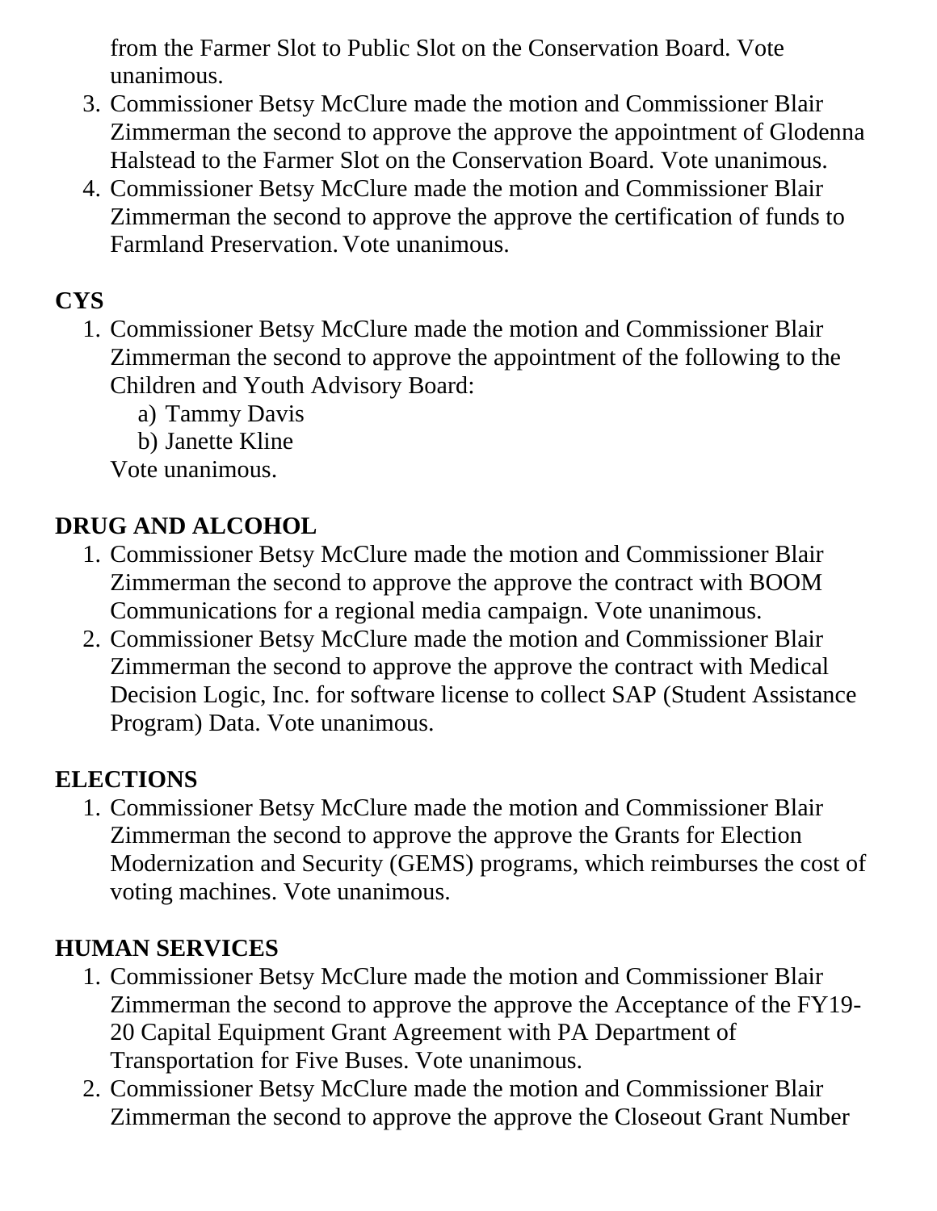from the Farmer Slot to Public Slot on the Conservation Board. Vote unanimous.

3. Commissioner Betsy McClure made the motion and Commissioner Blair Zimmerman the second to approve the approve the appointment of Glodenna Halstead to the Farmer Slot on the Conservation Board. Vote unanimous.
4. Commissioner Betsy McClure made the motion and Commissioner Blair Zimmerman the second to approve the approve the certification of funds to Farmland Preservation. Vote unanimous.

**CYS**

1. Commissioner Betsy McClure made the motion and Commissioner Blair Zimmerman the second to approve the appointment of the following to the Children and Youth Advisory Board:
   a) Tammy Davis
   b) Janette Kline

   Vote unanimous.

**DRUG AND ALCOHOL**

1. Commissioner Betsy McClure made the motion and Commissioner Blair Zimmerman the second to approve the approve the contract with BOOM Communications for a regional media campaign. Vote unanimous.
2. Commissioner Betsy McClure made the motion and Commissioner Blair Zimmerman the second to approve the approve the contract with Medical Decision Logic, Inc. for software license to collect SAP (Student Assistance Program) Data. Vote unanimous.

**ELECTIONS**

1. Commissioner Betsy McClure made the motion and Commissioner Blair Zimmerman the second to approve the approve the Grants for Election Modernization and Security (GEMS) programs, which reimburses the cost of voting machines. Vote unanimous.

**HUMAN SERVICES**

1. Commissioner Betsy McClure made the motion and Commissioner Blair Zimmerman the second to approve the approve the Acceptance of the FY19-20 Capital Equipment Grant Agreement with PA Department of Transportation for Five Buses. Vote unanimous.
2. Commissioner Betsy McClure made the motion and Commissioner Blair Zimmerman the second to approve the approve the Closeout Grant Number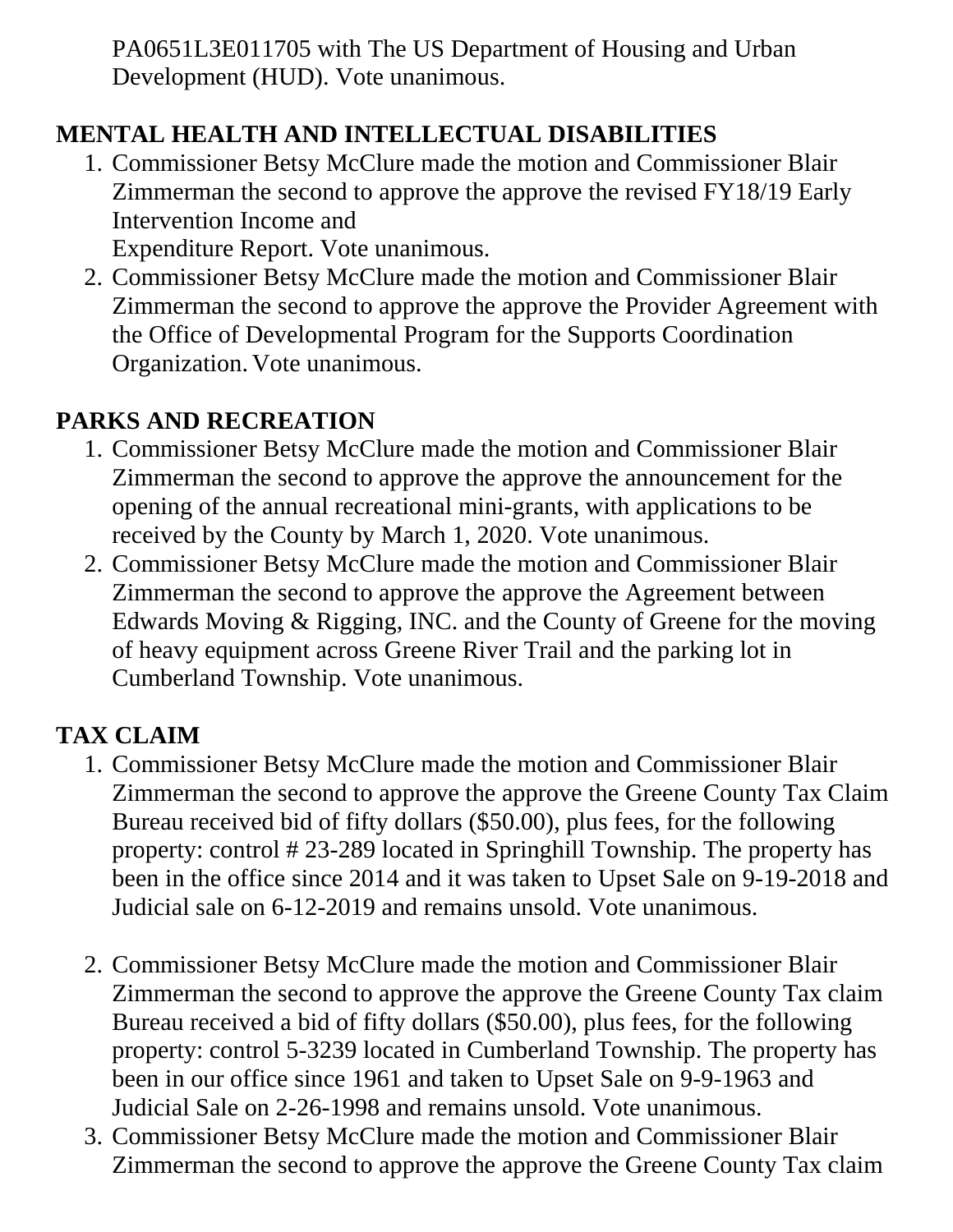PA0651L3E011705 with The US Department of Housing and Urban Development (HUD). Vote unanimous.

## MENTAL HEALTH AND INTELLECTUAL DISABILITIES

1. Commissioner Betsy McClure made the motion and Commissioner Blair Zimmerman the second to approve the approve the revised FY18/19 Early Intervention Income and
   Expenditure Report. Vote unanimous.
2. Commissioner Betsy McClure made the motion and Commissioner Blair Zimmerman the second to approve the approve the Provider Agreement with the Office of Developmental Program for the Supports Coordination Organization. Vote unanimous.

## PARKS AND RECREATION

1. Commissioner Betsy McClure made the motion and Commissioner Blair Zimmerman the second to approve the approve the announcement for the opening of the annual recreational mini-grants, with applications to be received by the County by March 1, 2020. Vote unanimous.
2. Commissioner Betsy McClure made the motion and Commissioner Blair Zimmerman the second to approve the approve the Agreement between Edwards Moving & Rigging, INC. and the County of Greene for the moving of heavy equipment across Greene River Trail and the parking lot in Cumberland Township. Vote unanimous.

## TAX CLAIM

1. Commissioner Betsy McClure made the motion and Commissioner Blair Zimmerman the second to approve the approve the Greene County Tax Claim Bureau received bid of fifty dollars ($50.00), plus fees, for the following property: control # 23-289 located in Springhill Township. The property has been in the office since 2014 and it was taken to Upset Sale on 9-19-2018 and Judicial sale on 6-12-2019 and remains unsold. Vote unanimous.

2. Commissioner Betsy McClure made the motion and Commissioner Blair Zimmerman the second to approve the approve the Greene County Tax claim Bureau received a bid of fifty dollars ($50.00), plus fees, for the following property: control 5-3239 located in Cumberland Township. The property has been in our office since 1961 and taken to Upset Sale on 9-9-1963 and Judicial Sale on 2-26-1998 and remains unsold. Vote unanimous.
3. Commissioner Betsy McClure made the motion and Commissioner Blair Zimmerman the second to approve the approve the Greene County Tax claim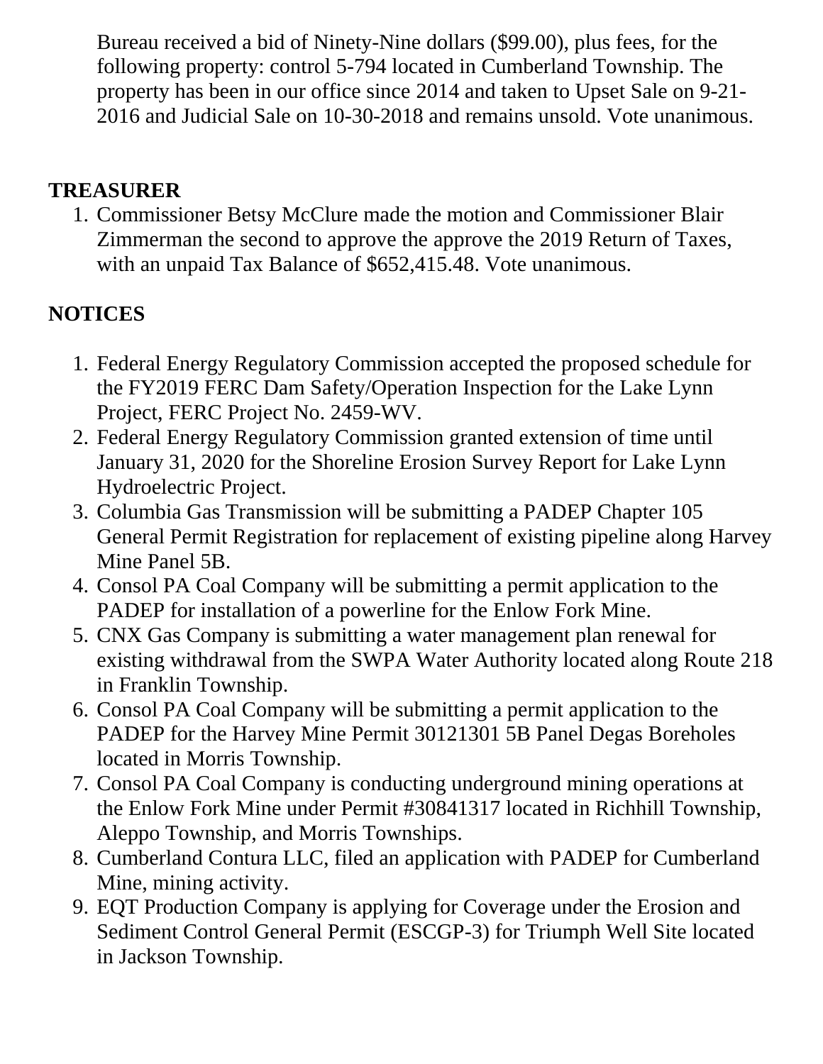Bureau received a bid of Ninety-Nine dollars ($99.00), plus fees, for the following property: control 5-794 located in Cumberland Township. The property has been in our office since 2014 and taken to Upset Sale on 9-21-2016 and Judicial Sale on 10-30-2018 and remains unsold. Vote unanimous.

## TREASURER

1. Commissioner Betsy McClure made the motion and Commissioner Blair Zimmerman the second to approve the approve the 2019 Return of Taxes, with an unpaid Tax Balance of $652,415.48. Vote unanimous.

## NOTICES

1. Federal Energy Regulatory Commission accepted the proposed schedule for the FY2019 FERC Dam Safety/Operation Inspection for the Lake Lynn Project, FERC Project No. 2459-WV.
2. Federal Energy Regulatory Commission granted extension of time until January 31, 2020 for the Shoreline Erosion Survey Report for Lake Lynn Hydroelectric Project.
3. Columbia Gas Transmission will be submitting a PADEP Chapter 105 General Permit Registration for replacement of existing pipeline along Harvey Mine Panel 5B.
4. Consol PA Coal Company will be submitting a permit application to the PADEP for installation of a powerline for the Enlow Fork Mine.
5. CNX Gas Company is submitting a water management plan renewal for existing withdrawal from the SWPA Water Authority located along Route 218 in Franklin Township.
6. Consol PA Coal Company will be submitting a permit application to the PADEP for the Harvey Mine Permit 30121301 5B Panel Degas Boreholes located in Morris Township.
7. Consol PA Coal Company is conducting underground mining operations at the Enlow Fork Mine under Permit #30841317 located in Richhill Township, Aleppo Township, and Morris Townships.
8. Cumberland Contura LLC, filed an application with PADEP for Cumberland Mine, mining activity.
9. EQT Production Company is applying for Coverage under the Erosion and Sediment Control General Permit (ESCGP-3) for Triumph Well Site located in Jackson Township.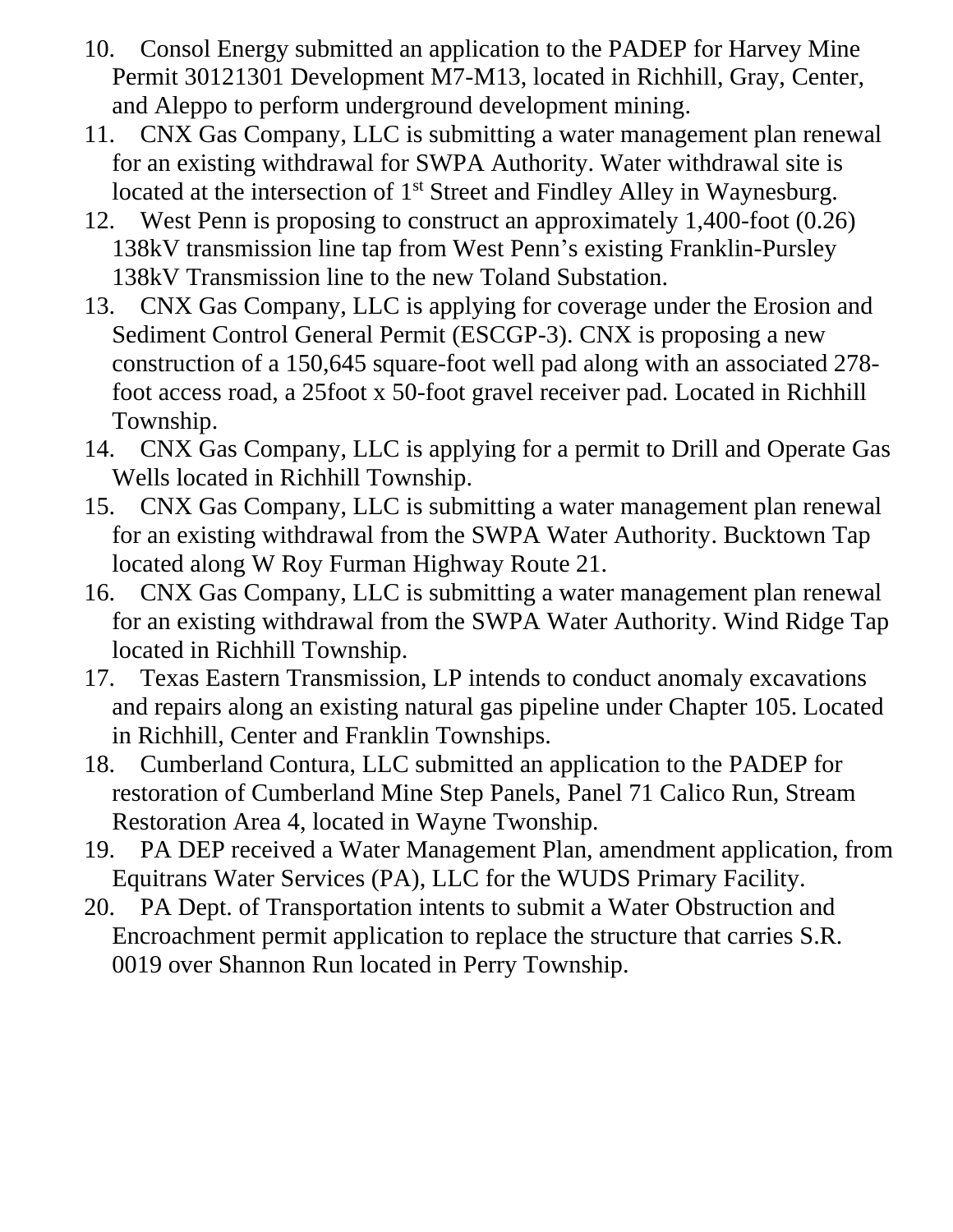10. Consol Energy submitted an application to the PADEP for Harvey Mine Permit 30121301 Development M7-M13, located in Richhill, Gray, Center, and Aleppo to perform underground development mining.
11. CNX Gas Company, LLC is submitting a water management plan renewal for an existing withdrawal for SWPA Authority. Water withdrawal site is located at the intersection of 1st Street and Findley Alley in Waynesburg.
12. West Penn is proposing to construct an approximately 1,400-foot (0.26) 138kV transmission line tap from West Penn's existing Franklin-Pursley 138kV Transmission line to the new Toland Substation.
13. CNX Gas Company, LLC is applying for coverage under the Erosion and Sediment Control General Permit (ESCGP-3). CNX is proposing a new construction of a 150,645 square-foot well pad along with an associated 278-foot access road, a 25foot x 50-foot gravel receiver pad. Located in Richhill Township.
14. CNX Gas Company, LLC is applying for a permit to Drill and Operate Gas Wells located in Richhill Township.
15. CNX Gas Company, LLC is submitting a water management plan renewal for an existing withdrawal from the SWPA Water Authority. Bucktown Tap located along W Roy Furman Highway Route 21.
16. CNX Gas Company, LLC is submitting a water management plan renewal for an existing withdrawal from the SWPA Water Authority. Wind Ridge Tap located in Richhill Township.
17. Texas Eastern Transmission, LP intends to conduct anomaly excavations and repairs along an existing natural gas pipeline under Chapter 105. Located in Richhill, Center and Franklin Townships.
18. Cumberland Contura, LLC submitted an application to the PADEP for restoration of Cumberland Mine Step Panels, Panel 71 Calico Run, Stream Restoration Area 4, located in Wayne Twonship.
19. PA DEP received a Water Management Plan, amendment application, from Equitrans Water Services (PA), LLC for the WUDS Primary Facility.
20. PA Dept. of Transportation intents to submit a Water Obstruction and Encroachment permit application to replace the structure that carries S.R. 0019 over Shannon Run located in Perry Township.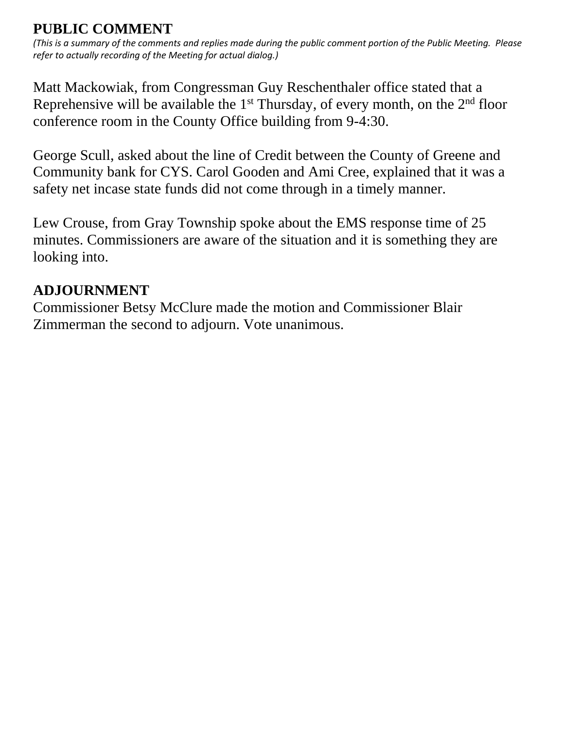## PUBLIC COMMENT

*(This is a summary of the comments and replies made during the public comment portion of the Public Meeting. Please refer to actually recording of the Meeting for actual dialog.)*

Matt Mackowiak, from Congressman Guy Reschenthaler office stated that a Reprehensive will be available the 1st Thursday, of every month, on the 2nd floor conference room in the County Office building from 9-4:30.

George Scull, asked about the line of Credit between the County of Greene and Community bank for CYS. Carol Gooden and Ami Cree, explained that it was a safety net incase state funds did not come through in a timely manner.

Lew Crouse, from Gray Township spoke about the EMS response time of 25 minutes. Commissioners are aware of the situation and it is something they are looking into.

## ADJOURNMENT

Commissioner Betsy McClure made the motion and Commissioner Blair Zimmerman the second to adjourn. Vote unanimous.